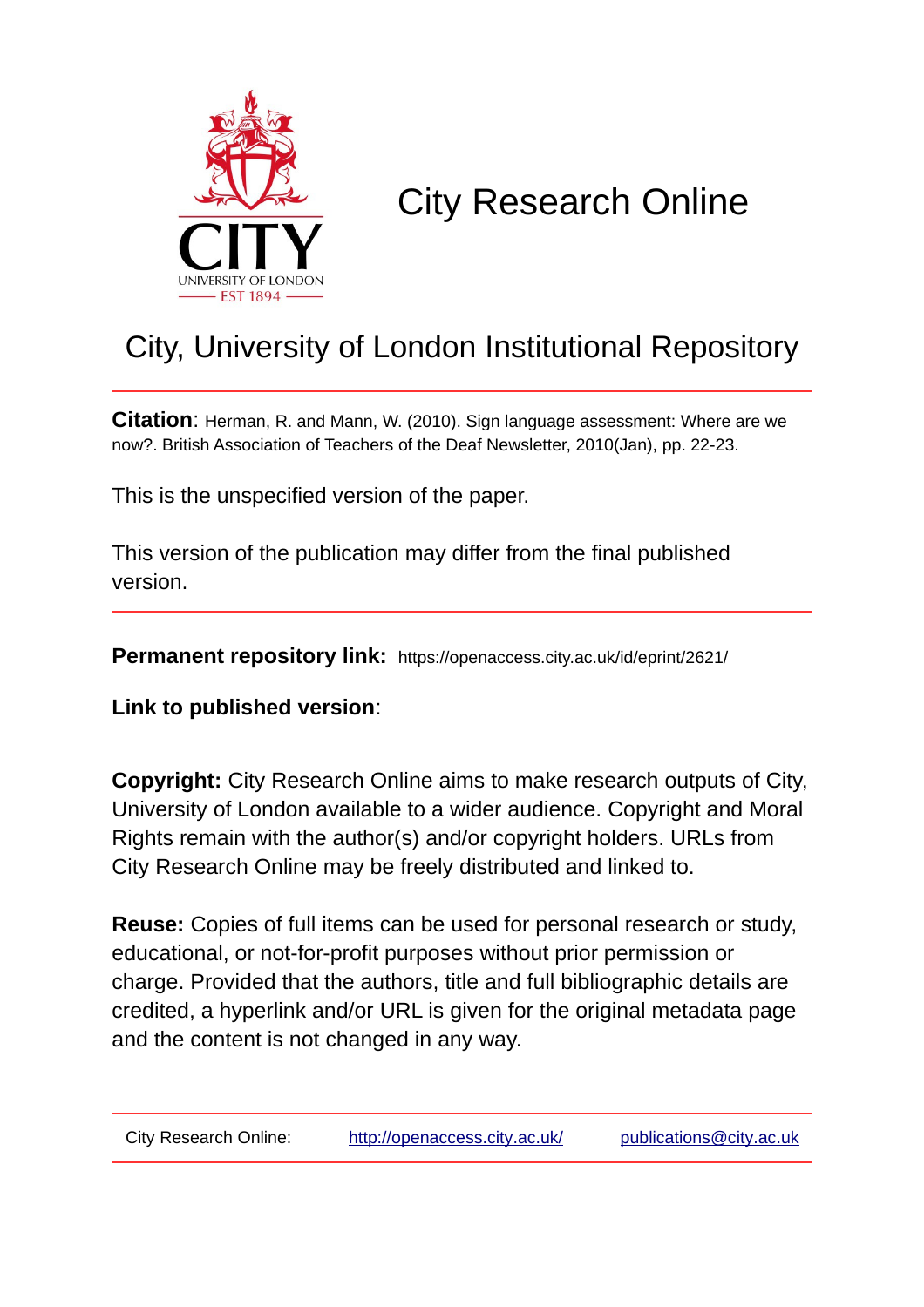# City Research Online

## City, University of London Institutional Repository

**Citation**: Herman, R. and Mann, W. (2010). Sign language assessment: Where are we now?. British Association of Teachers of the Deaf Newsletter, 2010(Jan), pp. 22-23.

This is the unspecified version of the paper.

This version of the publication may differ from the final published version.

**Permanent repository link:** https://openaccess.city.ac.uk/id/eprint/2621/

**Link to published version**:

**Copyright:** City Research Online aims to make research outputs of City, University of London available to a wider audience. Copyright and Moral Rights remain with the author(s) and/or copyright holders. URLs from City Research Online may be freely distributed and linked to.

**Reuse:** Copies of full items can be used for personal research or study, educational, or not-for-profit purposes without prior permission or charge. Provided that the authors, title and full bibliographic details are credited, a hyperlink and/or URL is given for the original metadata page and the content is not changed in any way.

City Research Online: http://openaccess.city.ac.uk/ publications@city.ac.uk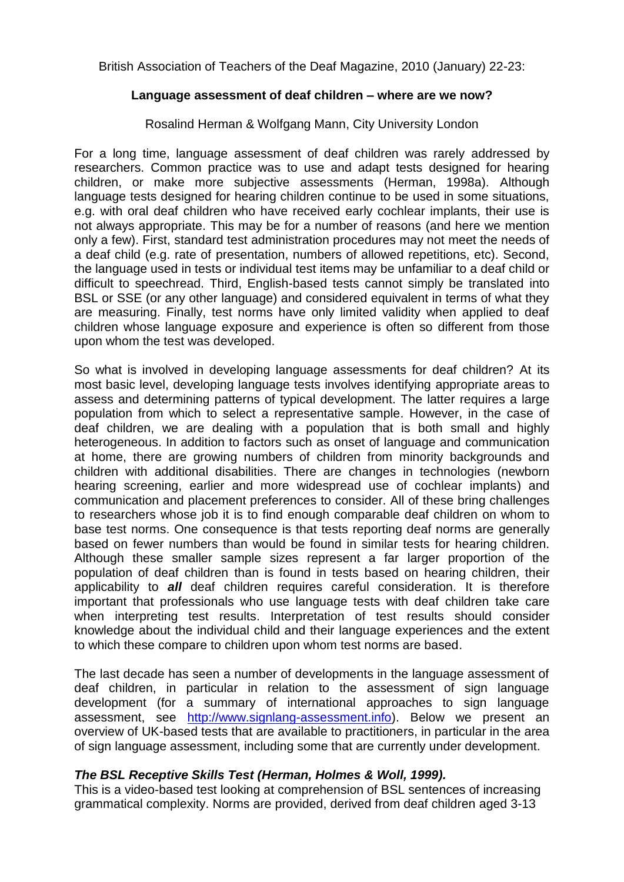British Association of Teachers of the Deaf Magazine, 2010 (January) 22-23:

**Language assessment of deaf children – where are we now?**

Rosalind Herman & Wolfgang Mann, City University London

For a long time, language assessment of deaf children was rarely addressed by researchers. Common practice was to use and adapt tests designed for hearing children, or make more subjective assessments (Herman, 1998a). Although language tests designed for hearing children continue to be used in some situations, e.g. with oral deaf children who have received early cochlear implants, their use is not always appropriate. This may be for a number of reasons (and here we mention only a few). First, standard test administration procedures may not meet the needs of a deaf child (e.g. rate of presentation, numbers of allowed repetitions, etc). Second, the language used in tests or individual test items may be unfamiliar to a deaf child or difficult to speechread. Third, English-based tests cannot simply be translated into BSL or SSE (or any other language) and considered equivalent in terms of what they are measuring. Finally, test norms have only limited validity when applied to deaf children whose language exposure and experience is often so different from those upon whom the test was developed.

So what is involved in developing language assessments for deaf children? At its most basic level, developing language tests involves identifying appropriate areas to assess and determining patterns of typical development. The latter requires a large population from which to select a representative sample. However, in the case of deaf children, we are dealing with a population that is both small and highly heterogeneous. In addition to factors such as onset of language and communication at home, there are growing numbers of children from minority backgrounds and children with additional disabilities. There are changes in technologies (newborn hearing screening, earlier and more widespread use of cochlear implants) and communication and placement preferences to consider. All of these bring challenges to researchers whose job it is to find enough comparable deaf children on whom to base test norms. One consequence is that tests reporting deaf norms are generally based on fewer numbers than would be found in similar tests for hearing children. Although these smaller sample sizes represent a far larger proportion of the population of deaf children than is found in tests based on hearing children, their applicability to ***all*** deaf children requires careful consideration. It is therefore important that professionals who use language tests with deaf children take care when interpreting test results. Interpretation of test results should consider knowledge about the individual child and their language experiences and the extent to which these compare to children upon whom test norms are based.

The last decade has seen a number of developments in the language assessment of deaf children, in particular in relation to the assessment of sign language development (for a summary of international approaches to sign language assessment, see [http://www.signlang-assessment.info](http://www.signlang-assessment.info)). Below we present an overview of UK-based tests that are available to practitioners, in particular in the area of sign language assessment, including some that are currently under development.

***The BSL Receptive Skills Test (Herman, Holmes & Woll, 1999).***

This is a video-based test looking at comprehension of BSL sentences of increasing grammatical complexity. Norms are provided, derived from deaf children aged 3-13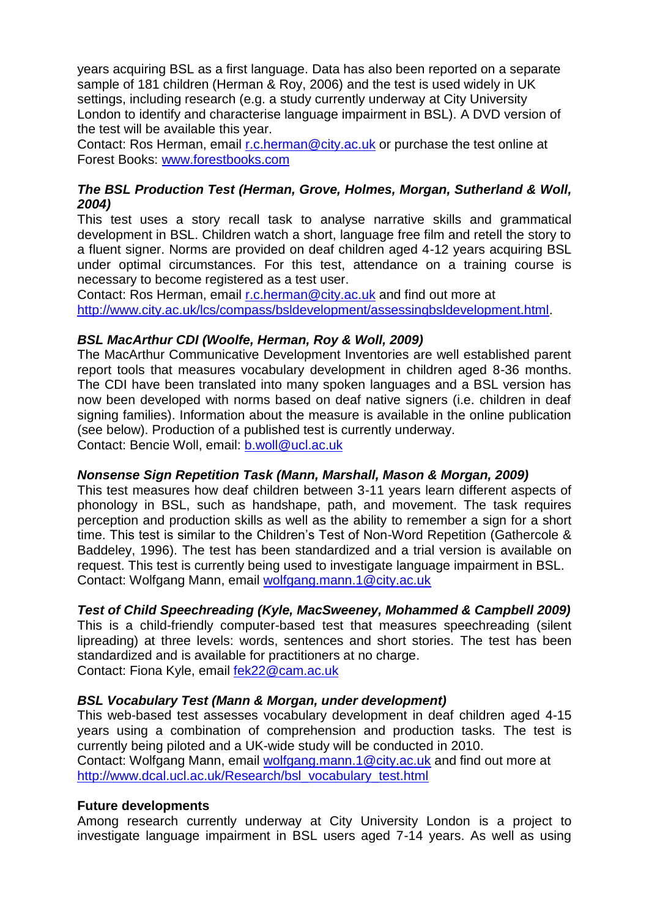years acquiring BSL as a first language. Data has also been reported on a separate sample of 181 children (Herman & Roy, 2006) and the test is used widely in UK settings, including research (e.g. a study currently underway at City University London to identify and characterise language impairment in BSL). A DVD version of the test will be available this year.
Contact: Ros Herman, email [r.c.herman@city.ac.uk](mailto:r.c.herman@city.ac.uk) or purchase the test online at Forest Books: [www.forestbooks.com](http://www.forestbooks.com)

***The BSL Production Test (Herman, Grove, Holmes, Morgan, Sutherland & Woll, 2004)***

This test uses a story recall task to analyse narrative skills and grammatical development in BSL. Children watch a short, language free film and retell the story to a fluent signer. Norms are provided on deaf children aged 4-12 years acquiring BSL under optimal circumstances. For this test, attendance on a training course is necessary to become registered as a test user.
Contact: Ros Herman, email [r.c.herman@city.ac.uk](mailto:r.c.herman@city.ac.uk) and find out more at [http://www.city.ac.uk/lcs/compass/bsldevelopment/assessingbsldevelopment.html](http://www.city.ac.uk/lcs/compass/bsldevelopment/assessingbsldevelopment.html).

***BSL MacArthur CDI (Woolfe, Herman, Roy & Woll, 2009)***

The MacArthur Communicative Development Inventories are well established parent report tools that measures vocabulary development in children aged 8-36 months. The CDI have been translated into many spoken languages and a BSL version has now been developed with norms based on deaf native signers (i.e. children in deaf signing families). Information about the measure is available in the online publication (see below). Production of a published test is currently underway.
Contact: Bencie Woll, email: [b.woll@ucl.ac.uk](mailto:b.woll@ucl.ac.uk)

***Nonsense Sign Repetition Task (Mann, Marshall, Mason & Morgan, 2009)***

This test measures how deaf children between 3-11 years learn different aspects of phonology in BSL, such as handshape, path, and movement. The task requires perception and production skills as well as the ability to remember a sign for a short time. This test is similar to the Children's Test of Non-Word Repetition (Gathercole & Baddeley, 1996). The test has been standardized and a trial version is available on request. This test is currently being used to investigate language impairment in BSL.
Contact: Wolfgang Mann, email [wolfgang.mann.1@city.ac.uk](mailto:wolfgang.mann.1@city.ac.uk)

***Test of Child Speechreading (Kyle, MacSweeney, Mohammed & Campbell 2009)***

This is a child-friendly computer-based test that measures speechreading (silent lipreading) at three levels: words, sentences and short stories. The test has been standardized and is available for practitioners at no charge.
Contact: Fiona Kyle, email [fek22@cam.ac.uk](mailto:fek22@cam.ac.uk)

***BSL Vocabulary Test (Mann & Morgan, under development)***

This web-based test assesses vocabulary development in deaf children aged 4-15 years using a combination of comprehension and production tasks. The test is currently being piloted and a UK-wide study will be conducted in 2010.
Contact: Wolfgang Mann, email [wolfgang.mann.1@city.ac.uk](mailto:wolfgang.mann.1@city.ac.uk) and find out more at [http://www.dcal.ucl.ac.uk/Research/bsl_vocabulary_test.html](http://www.dcal.ucl.ac.uk/Research/bsl_vocabulary_test.html)

**Future developments**

Among research currently underway at City University London is a project to investigate language impairment in BSL users aged 7-14 years. As well as using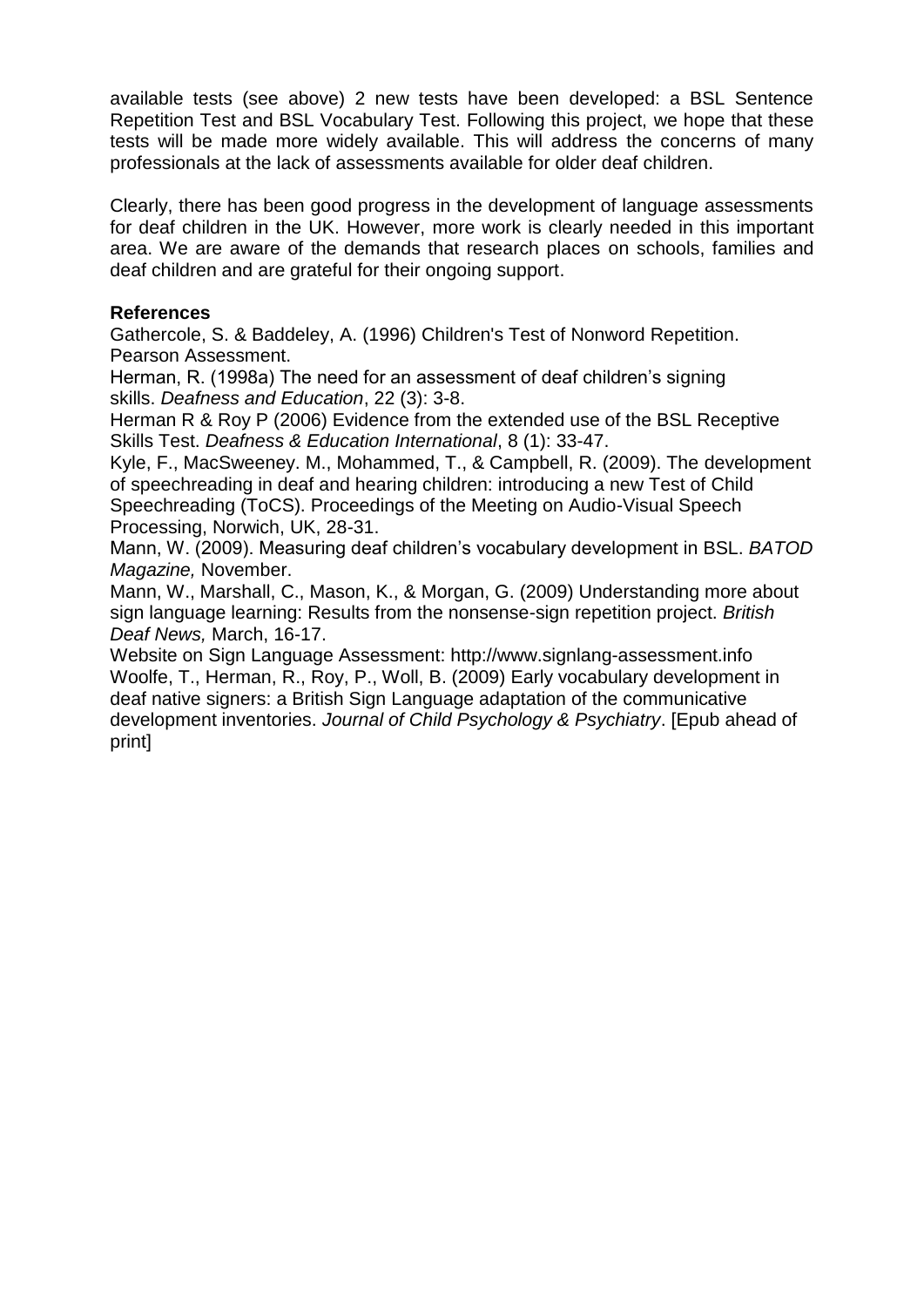available tests (see above) 2 new tests have been developed: a BSL Sentence Repetition Test and BSL Vocabulary Test. Following this project, we hope that these tests will be made more widely available. This will address the concerns of many professionals at the lack of assessments available for older deaf children.

Clearly, there has been good progress in the development of language assessments for deaf children in the UK. However, more work is clearly needed in this important area. We are aware of the demands that research places on schools, families and deaf children and are grateful for their ongoing support.

**References**

Gathercole, S. & Baddeley, A. (1996) Children's Test of Nonword Repetition. Pearson Assessment.

Herman, R. (1998a) The need for an assessment of deaf children's signing skills. *Deafness and Education*, 22 (3): 3-8.

Herman R & Roy P (2006) Evidence from the extended use of the BSL Receptive Skills Test. *Deafness & Education International*, 8 (1): 33-47.

Kyle, F., MacSweeney. M., Mohammed, T., & Campbell, R. (2009). The development of speechreading in deaf and hearing children: introducing a new Test of Child Speechreading (ToCS). Proceedings of the Meeting on Audio-Visual Speech Processing, Norwich, UK, 28-31.

Mann, W. (2009). Measuring deaf children's vocabulary development in BSL. *BATOD Magazine,* November.

Mann, W., Marshall, C., Mason, K., & Morgan, G. (2009) Understanding more about sign language learning: Results from the nonsense-sign repetition project. *British Deaf News,* March, 16-17.

Website on Sign Language Assessment: http://www.signlang-assessment.info

Woolfe, T., Herman, R., Roy, P., Woll, B. (2009) Early vocabulary development in deaf native signers: a British Sign Language adaptation of the communicative development inventories. *Journal of Child Psychology & Psychiatry*. [Epub ahead of print]